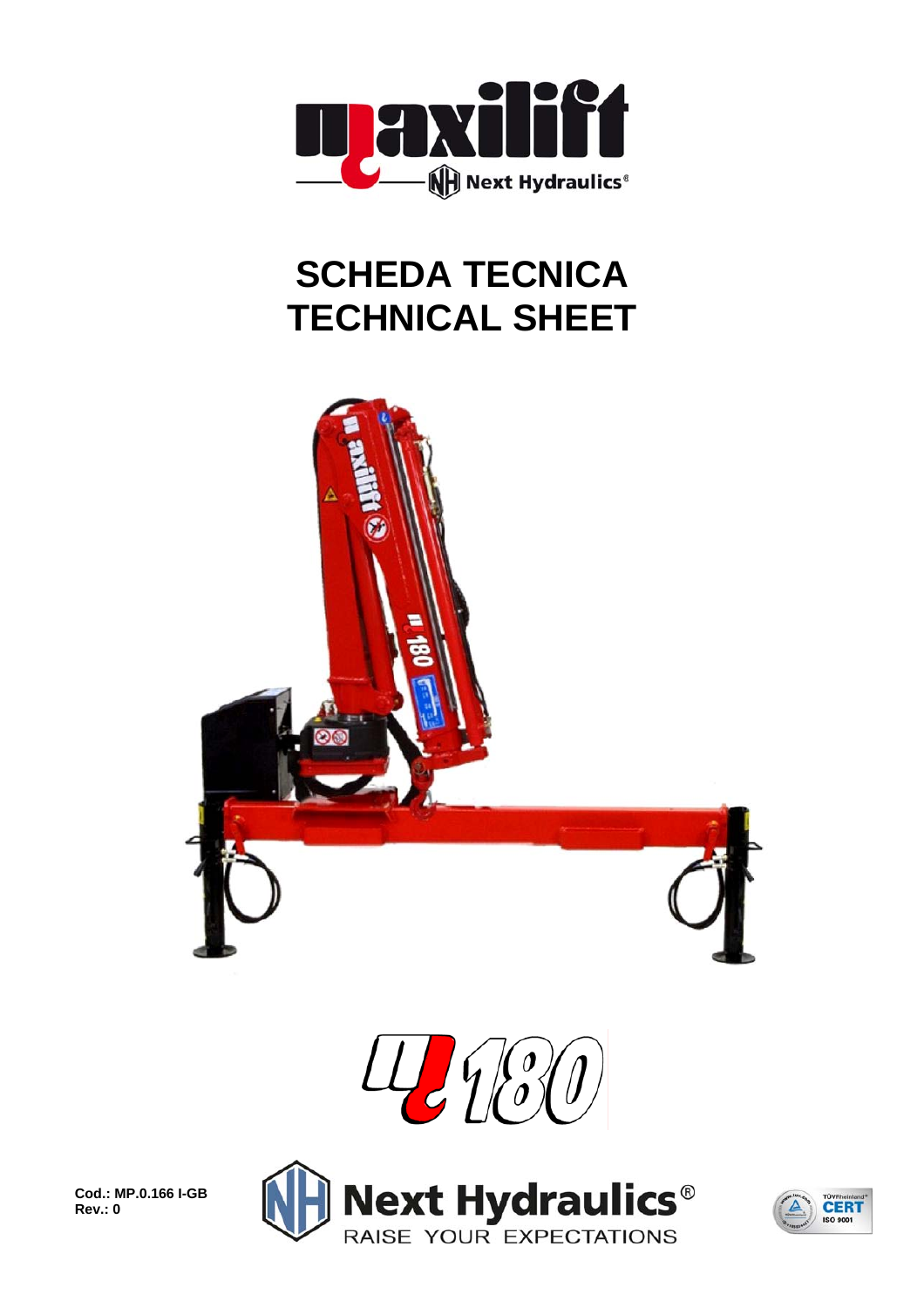# SCHEDA TECNICA
# TECHNICAL SHEET

**Cod.: MP.0.166 I-GB**
**Rev.: 0**

Next Hydraulics®
RAISE YOUR EXPECTATIONS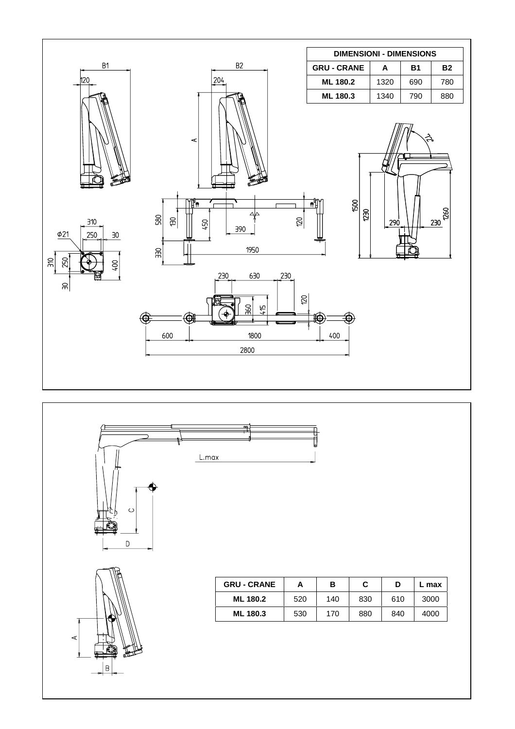| DIMENSIONI - DIMENSIONS | | | |
|---|---|---|---|
| GRU - CRANE | A | B1 | B2 |
| ML 180.2 | 1320 | 690 | 780 |
| ML 180.3 | 1340 | 790 | 880 |

| GRU - CRANE | A | B | C | D | L max |
|---|---|---|---|---|---|
| ML 180.2 | 520 | 140 | 830 | 610 | 3000 |
| ML 180.3 | 530 | 170 | 880 | 840 | 4000 |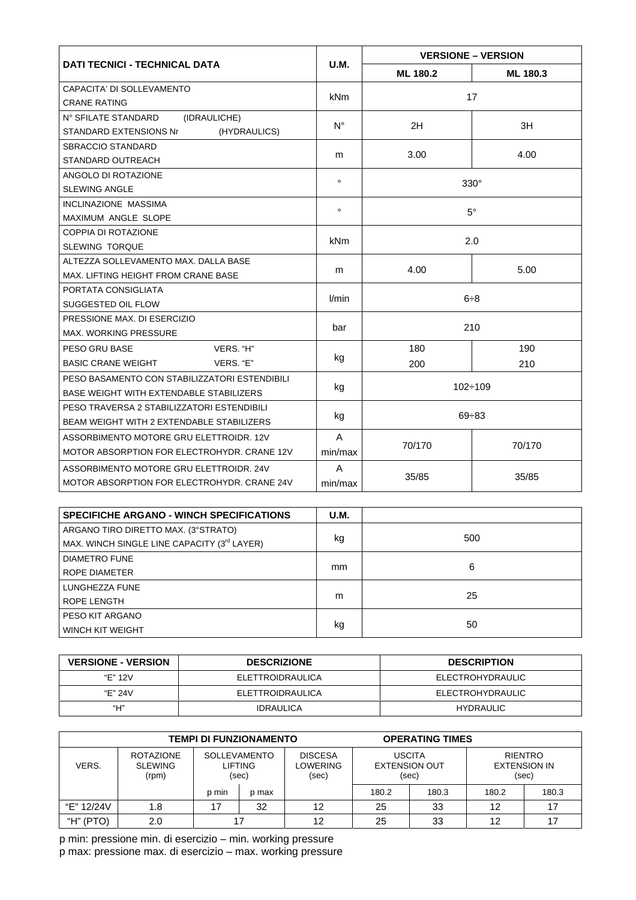| DATI TECNICI - TECHNICAL DATA | U.M. | VERSIONE – VERSION | |
|---|---|---|---|
| | | ML 180.2 | ML 180.3 |
| CAPACITA' DI SOLLEVAMENTO<br>CRANE RATING | kNm | 17 | |
| N° SFILATE STANDARD (IDRAULICHE)<br>STANDARD EXTENSIONS Nr (HYDRAULICS) | N° | 2H | 3H |
| SBRACCIO STANDARD<br>STANDARD OUTREACH | m | 3.00 | 4.00 |
| ANGOLO DI ROTAZIONE<br>SLEWING ANGLE | ° | 330° | |
| INCLINAZIONE MASSIMA<br>MAXIMUM ANGLE SLOPE | ° | 5° | |
| COPPIA DI ROTAZIONE<br>SLEWING TORQUE | kNm | 2.0 | |
| ALTEZZA SOLLEVAMENTO MAX. DALLA BASE<br>MAX. LIFTING HEIGHT FROM CRANE BASE | m | 4.00 | 5.00 |
| PORTATA CONSIGLIATA<br>SUGGESTED OIL FLOW | l/min | 6÷8 | |
| PRESSIONE MAX. DI ESERCIZIO<br>MAX. WORKING PRESSURE | bar | 210 | |
| PESO GRU BASE VERS. "H"<br>BASIC CRANE WEIGHT VERS. "E" | kg | 180<br>200 | 190<br>210 |
| PESO BASAMENTO CON STABILIZZATORI ESTENDIBILI<br>BASE WEIGHT WITH EXTENDABLE STABILIZERS | kg | 102÷109 | |
| PESO TRAVERSA 2 STABILIZZATORI ESTENDIBILI<br>BEAM WEIGHT WITH 2 EXTENDABLE STABILIZERS | kg | 69÷83 | |
| ASSORBIMENTO MOTORE GRU ELETTROIDR. 12V<br>MOTOR ABSORPTION FOR ELECTROHYDR. CRANE 12V | A<br>min/max | 70/170 | 70/170 |
| ASSORBIMENTO MOTORE GRU ELETTROIDR. 24V<br>MOTOR ABSORPTION FOR ELECTROHYDR. CRANE 24V | A<br>min/max | 35/85 | 35/85 |

| SPECIFICHE ARGANO - WINCH SPECIFICATIONS | U.M. | |
|---|---|---|
| ARGANO TIRO DIRETTO MAX. (3°STRATO)<br>MAX. WINCH SINGLE LINE CAPACITY (3rd LAYER) | kg | 500 |
| DIAMETRO FUNE<br>ROPE DIAMETER | mm | 6 |
| LUNGHEZZA FUNE<br>ROPE LENGTH | m | 25 |
| PESO KIT ARGANO<br>WINCH KIT WEIGHT | kg | 50 |

| VERSIONE - VERSION | DESCRIZIONE | DESCRIPTION |
|---|---|---|
| "E" 12V | ELETTROIDRAULICA | ELECTROHYDRAULIC |
| "E" 24V | ELETTROIDRAULICA | ELECTROHYDRAULIC |
| "H" | IDRAULICA | HYDRAULIC |

| TEMPI DI FUNZIONAMENTO – OPERATING TIMES | | | | | | | | |
|---|---|---|---|---|---|---|---|---|
| VERS. | ROTAZIONE SLEWING (rpm) | SOLLEVAMENTO LIFTING (sec) | | DISCESA LOWERING (sec) | USCITA EXTENSION OUT (sec) | | RIENTRO EXTENSION IN (sec) | |
| | | p min | p max | | 180.2 | 180.3 | 180.2 | 180.3 |
| "E" 12/24V | 1.8 | 17 | 32 | 12 | 25 | 33 | 12 | 17 |
| "H" (PTO) | 2.0 | 17 | | 12 | 25 | 33 | 12 | 17 |

p min: pressione min. di esercizio – min. working pressure
p max: pressione max. di esercizio – max. working pressure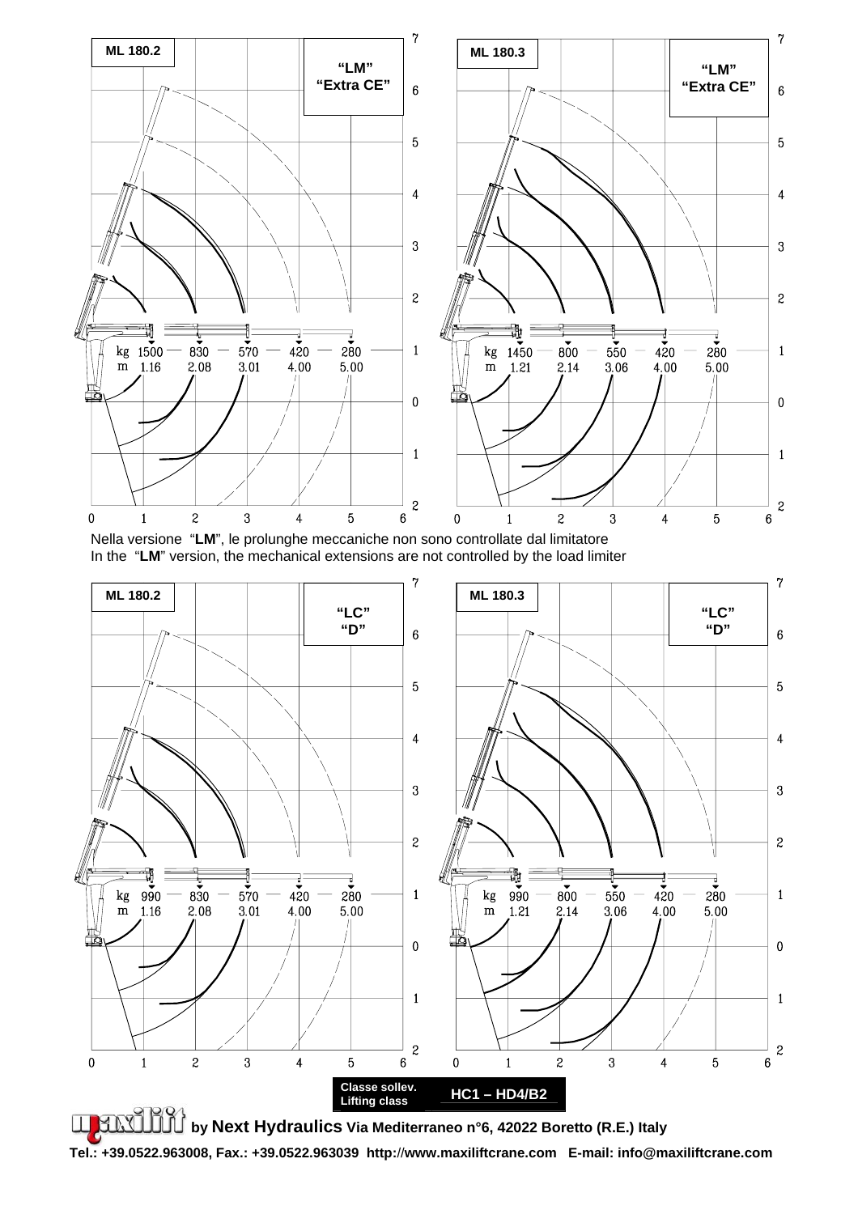**ML 180.2**

**"LM"**
**"Extra CE"**

kg 1500 — 830 — 570 — 420 — 280

m 1.16 2.08 3.01 4.00 5.00

**ML 180.3**

**"LM"**
**"Extra CE"**

kg 1450 — 800 — 550 — 420 — 280

m 1.21 2.14 3.06 4.00 5.00

Nella versione "**LM**", le prolunghe meccaniche non sono controllate dal limitatore

In the "**LM**" version, the mechanical extensions are not controlled by the load limiter

**ML 180.2**

**"LC"**
**"D"**

kg 990 — 830 — 570 — 420 — 280

m 1.16 2.08 3.01 4.00 5.00

**ML 180.3**

**"LC"**
**"D"**

kg 990 — 800 — 550 — 420 — 280

m 1.21 2.14 3.06 4.00 5.00

| Classe sollev. Lifting class | HC1 – HD4/B2 |
|---|---|

**by Next Hydraulics Via Mediterraneo n°6, 42022 Boretto (R.E.) Italy**

**Tel.: +39.0522.963008, Fax.: +39.0522.963039 http://www.maxiliftcrane.com E-mail: info@maxiliftcrane.com**